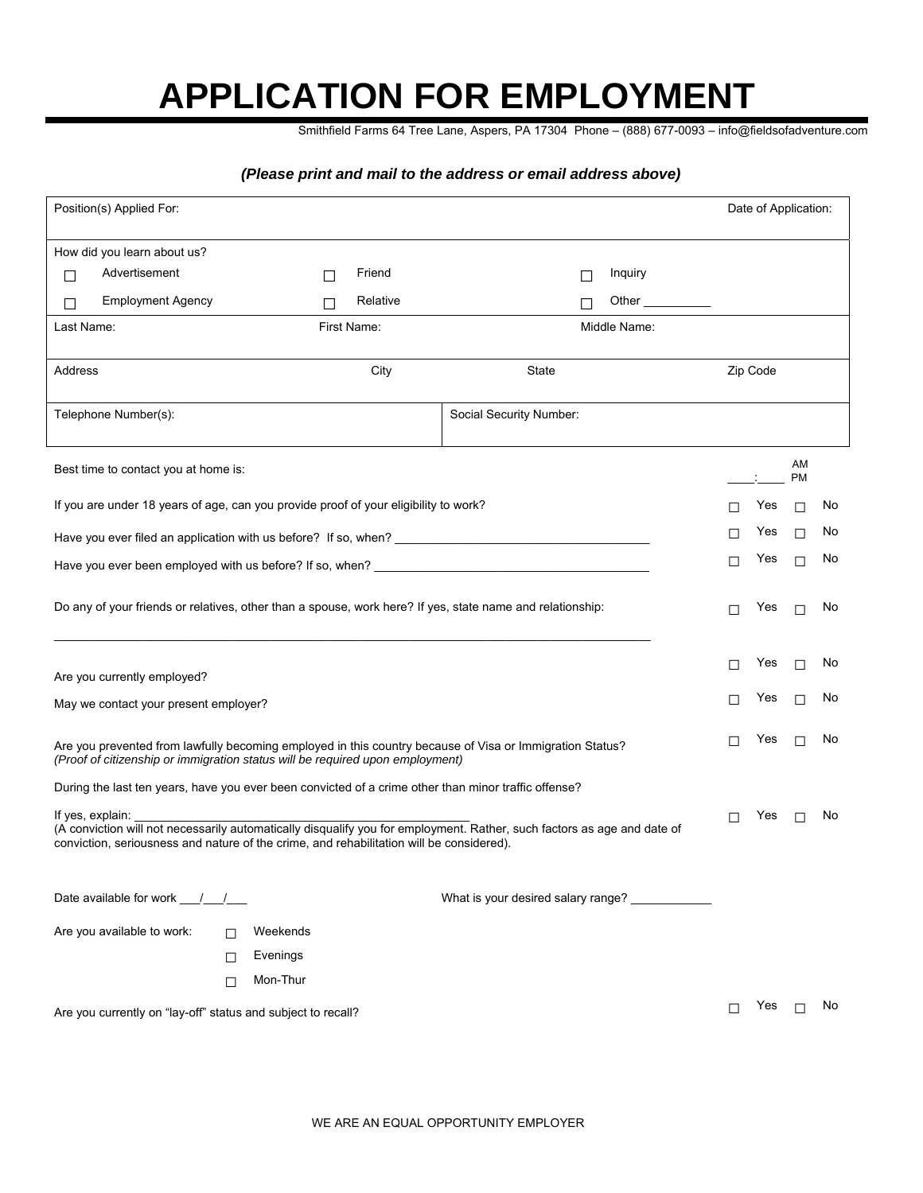# APPLICATION FOR EMPLOYMENT

Smithfield Farms 64 Tree Lane, Aspers, PA 17304 Phone – (888) 677-0093 – info@fieldsofadventure.com

***(Please print and mail to the address or email address above)***

| Position(s) Applied For: | | | Date of Application: |
|---|---|---|---|
| How did you learn about us?<br>☐ Advertisement ☐ Friend ☐ Inquiry<br>☐ Employment Agency ☐ Relative ☐ Other __________ | | | |
| Last Name: | First Name: | Middle Name: | |
| Address | City | State | Zip Code |
| Telephone Number(s): | | Social Security Number: | |

Best time to contact you at home is: ____:____ AM PM

If you are under 18 years of age, can you provide proof of your eligibility to work? ☐ Yes ☐ No

Have you ever filed an application with us before? If so, when? ______________________________________ ☐ Yes ☐ No

Have you ever been employed with us before? If so, when? __________________________________________ ☐ Yes ☐ No

Do any of your friends or relatives, other than a spouse, work here? If yes, state name and relationship: ☐ Yes ☐ No

_____________________________________________________________________________________________

Are you currently employed? ☐ Yes ☐ No

May we contact your present employer? ☐ Yes ☐ No

Are you prevented from lawfully becoming employed in this country because of Visa or Immigration Status? ☐ Yes ☐ No
*(Proof of citizenship or immigration status will be required upon employment)*

During the last ten years, have you ever been convicted of a crime other than minor traffic offense?

If yes, explain: ________________________________________________________ ☐ Yes ☐ No
(A conviction will not necessarily automatically disqualify you for employment. Rather, such factors as age and date of conviction, seriousness and nature of the crime, and rehabilitation will be considered).

Date available for work ___/___/___ What is your desired salary range? ____________

Are you available to work:
☐ Weekends
☐ Evenings
☐ Mon-Thur

Are you currently on "lay-off" status and subject to recall? ☐ Yes ☐ No

WE ARE AN EQUAL OPPORTUNITY EMPLOYER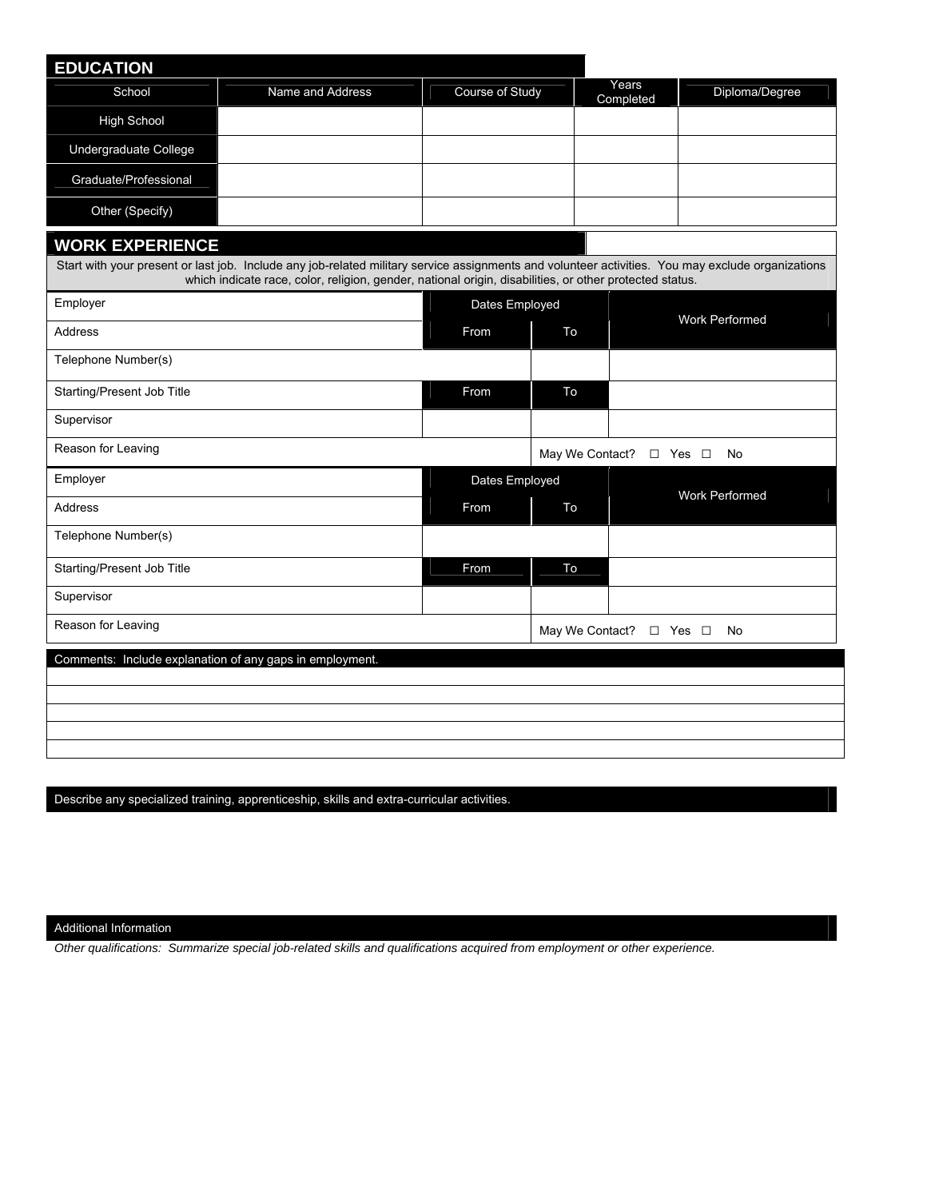## EDUCATION

| School | Name and Address | Course of Study | Years Completed | Diploma/Degree |
|---|---|---|---|---|
| High School | | | | |
| Undergraduate College | | | | |
| Graduate/Professional | | | | |
| Other (Specify) | | | | |

## WORK EXPERIENCE

Start with your present or last job. Include any job-related military service assignments and volunteer activities. You may exclude organizations which indicate race, color, religion, gender, national origin, disabilities, or other protected status.

| Employer | Dates Employed | | Work Performed |
|---|---|---|---|
| Address | From | To | |
| Telephone Number(s) | | | |
| Starting/Present Job Title | From | To | |
| Supervisor | | | |
| Reason for Leaving | May We Contact? ☐ Yes ☐ No | | |

| Employer | Dates Employed | | Work Performed |
|---|---|---|---|
| Address | From | To | |
| Telephone Number(s) | | | |
| Starting/Present Job Title | From | To | |
| Supervisor | | | |
| Reason for Leaving | May We Contact? ☐ Yes ☐ No | | |

Comments: Include explanation of any gaps in employment.

Describe any specialized training, apprenticeship, skills and extra-curricular activities.

Additional Information

*Other qualifications: Summarize special job-related skills and qualifications acquired from employment or other experience.*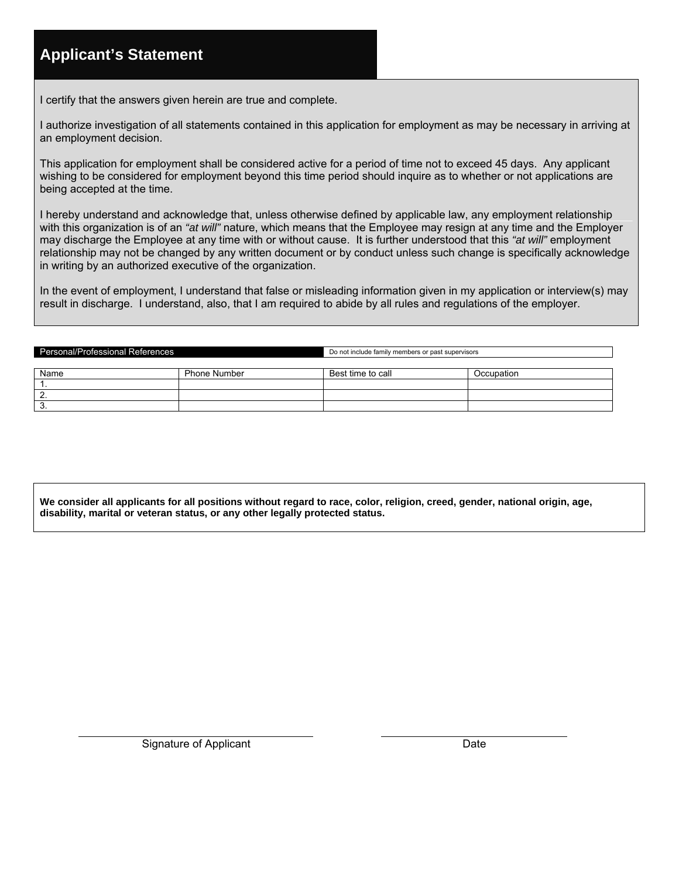## Applicant's Statement

I certify that the answers given herein are true and complete.

I authorize investigation of all statements contained in this application for employment as may be necessary in arriving at an employment decision.

This application for employment shall be considered active for a period of time not to exceed 45 days. Any applicant wishing to be considered for employment beyond this time period should inquire as to whether or not applications are being accepted at the time.

I hereby understand and acknowledge that, unless otherwise defined by applicable law, any employment relationship with this organization is of an *"at will"* nature, which means that the Employee may resign at any time and the Employer may discharge the Employee at any time with or without cause. It is further understood that this *"at will"* employment relationship may not be changed by any written document or by conduct unless such change is specifically acknowledge in writing by an authorized executive of the organization.

In the event of employment, I understand that false or misleading information given in my application or interview(s) may result in discharge. I understand, also, that I am required to abide by all rules and regulations of the employer.

**Personal/Professional References** — Do not include family members or past supervisors

| Name | Phone Number | Best time to call | Occupation |
|---|---|---|---|
| 1. | | | |
| 2. | | | |
| 3. | | | |

**We consider all applicants for all positions without regard to race, color, religion, creed, gender, national origin, age, disability, marital or veteran status, or any other legally protected status.**

Signature of Applicant

Date